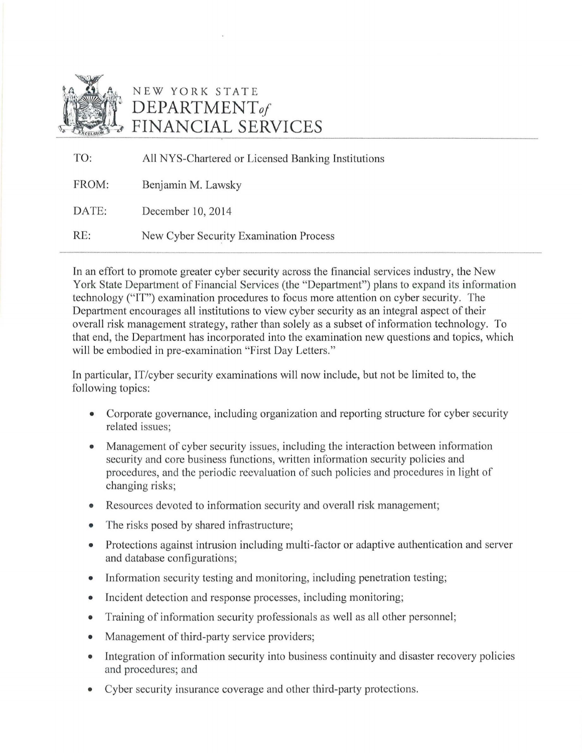# NEW YORK STATE DEPARTMENT *of* FINANCIAL SERVICES

| | |
|---|---|
| TO: | All NYS-Chartered or Licensed Banking Institutions |
| FROM: | Benjamin M. Lawsky |
| DATE: | December 10, 2014 |
| RE: | New Cyber Security Examination Process |

In an effort to promote greater cyber security across the financial services industry, the New York State Department of Financial Services (the "Department") plans to expand its information technology ("IT") examination procedures to focus more attention on cyber security. The Department encourages all institutions to view cyber security as an integral aspect of their overall risk management strategy, rather than solely as a subset of information technology. To that end, the Department has incorporated into the examination new questions and topics, which will be embodied in pre-examination "First Day Letters."

In particular, IT/cyber security examinations will now include, but not be limited to, the following topics:

- Corporate governance, including organization and reporting structure for cyber security related issues;
- Management of cyber security issues, including the interaction between information security and core business functions, written information security policies and procedures, and the periodic reevaluation of such policies and procedures in light of changing risks;
- Resources devoted to information security and overall risk management;
- The risks posed by shared infrastructure;
- Protections against intrusion including multi-factor or adaptive authentication and server and database configurations;
- Information security testing and monitoring, including penetration testing;
- Incident detection and response processes, including monitoring;
- Training of information security professionals as well as all other personnel;
- Management of third-party service providers;
- Integration of information security into business continuity and disaster recovery policies and procedures; and
- Cyber security insurance coverage and other third-party protections.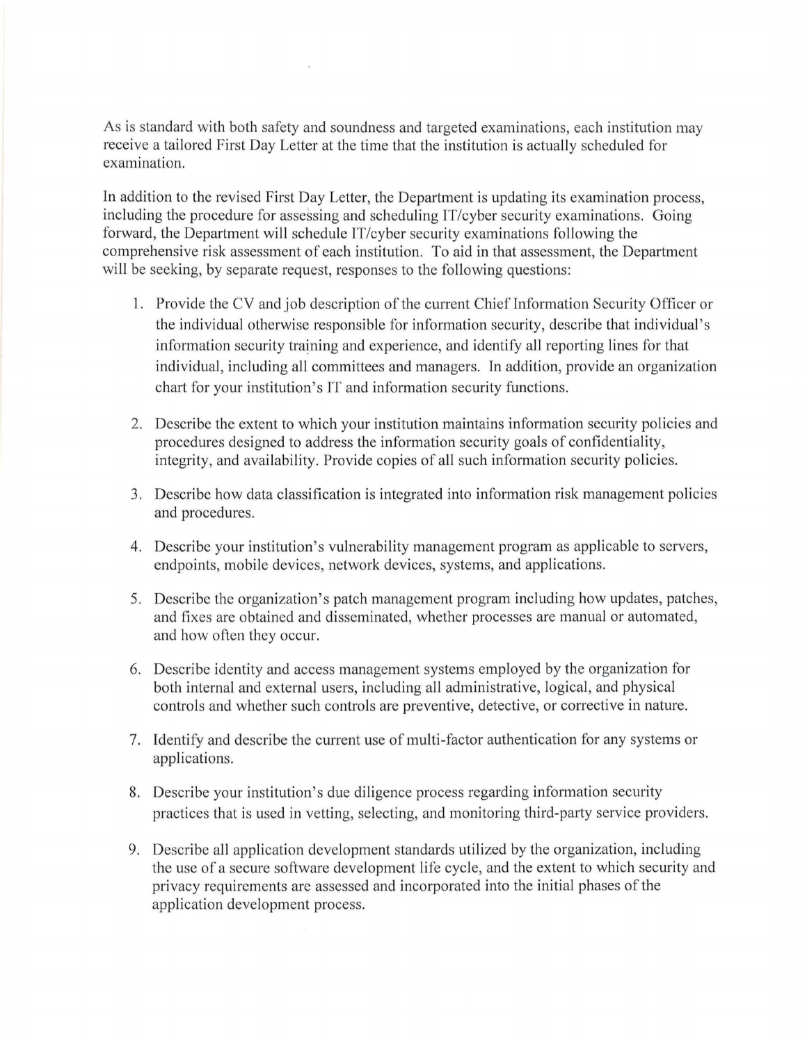As is standard with both safety and soundness and targeted examinations, each institution may receive a tailored First Day Letter at the time that the institution is actually scheduled for examination.

In addition to the revised First Day Letter, the Department is updating its examination process, including the procedure for assessing and scheduling IT/cyber security examinations. Going forward, the Department will schedule IT/cyber security examinations following the comprehensive risk assessment of each institution. To aid in that assessment, the Department will be seeking, by separate request, responses to the following questions:

1. Provide the CV and job description of the current Chief Information Security Officer or the individual otherwise responsible for information security, describe that individual's information security training and experience, and identify all reporting lines for that individual, including all committees and managers. In addition, provide an organization chart for your institution's IT and information security functions.

2. Describe the extent to which your institution maintains information security policies and procedures designed to address the information security goals of confidentiality, integrity, and availability. Provide copies of all such information security policies.

3. Describe how data classification is integrated into information risk management policies and procedures.

4. Describe your institution's vulnerability management program as applicable to servers, endpoints, mobile devices, network devices, systems, and applications.

5. Describe the organization's patch management program including how updates, patches, and fixes are obtained and disseminated, whether processes are manual or automated, and how often they occur.

6. Describe identity and access management systems employed by the organization for both internal and external users, including all administrative, logical, and physical controls and whether such controls are preventive, detective, or corrective in nature.

7. Identify and describe the current use of multi-factor authentication for any systems or applications.

8. Describe your institution's due diligence process regarding information security practices that is used in vetting, selecting, and monitoring third-party service providers.

9. Describe all application development standards utilized by the organization, including the use of a secure software development life cycle, and the extent to which security and privacy requirements are assessed and incorporated into the initial phases of the application development process.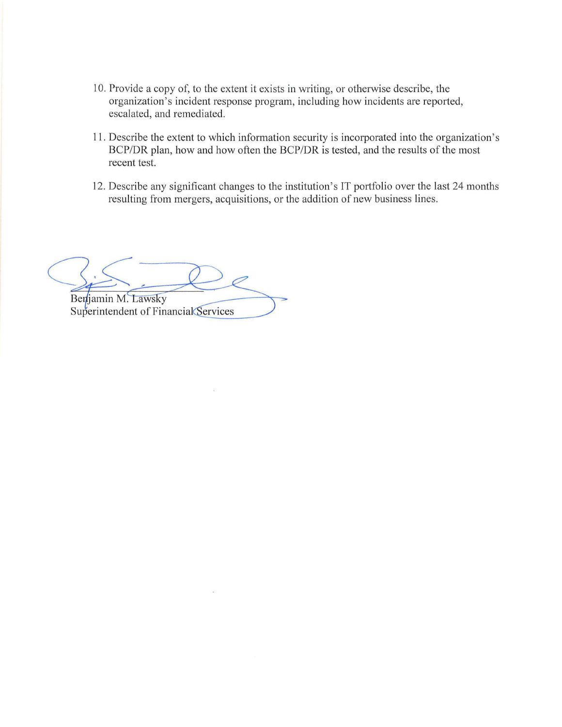10. Provide a copy of, to the extent it exists in writing, or otherwise describe, the organization's incident response program, including how incidents are reported, escalated, and remediated.

11. Describe the extent to which information security is incorporated into the organization's BCP/DR plan, how and how often the BCP/DR is tested, and the results of the most recent test.

12. Describe any significant changes to the institution's IT portfolio over the last 24 months resulting from mergers, acquisitions, or the addition of new business lines.

Benjamin M. Lawsky
Superintendent of Financial Services